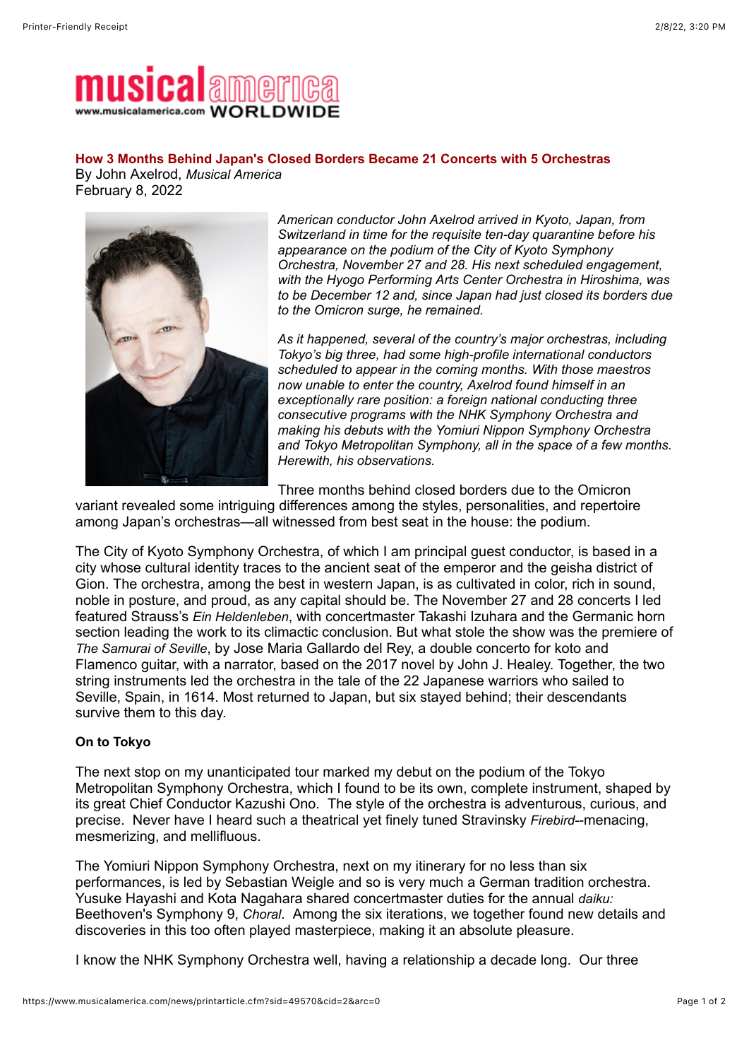**How 3 Months Behind Japan's Closed Borders Became 21 Concerts with 5 Orchestras**

By John Axelrod, *Musical America*
February 8, 2022

*American conductor John Axelrod arrived in Kyoto, Japan, from Switzerland in time for the requisite ten-day quarantine before his appearance on the podium of the City of Kyoto Symphony Orchestra, November 27 and 28. His next scheduled engagement, with the Hyogo Performing Arts Center Orchestra in Hiroshima, was to be December 12 and, since Japan had just closed its borders due to the Omicron surge, he remained.*

*As it happened, several of the country's major orchestras, including Tokyo's big three, had some high-profile international conductors scheduled to appear in the coming months. With those maestros now unable to enter the country, Axelrod found himself in an exceptionally rare position: a foreign national conducting three consecutive programs with the NHK Symphony Orchestra and making his debuts with the Yomiuri Nippon Symphony Orchestra and Tokyo Metropolitan Symphony, all in the space of a few months. Herewith, his observations.*

Three months behind closed borders due to the Omicron variant revealed some intriguing differences among the styles, personalities, and repertoire among Japan's orchestras—all witnessed from best seat in the house: the podium.

The City of Kyoto Symphony Orchestra, of which I am principal guest conductor, is based in a city whose cultural identity traces to the ancient seat of the emperor and the geisha district of Gion. The orchestra, among the best in western Japan, is as cultivated in color, rich in sound, noble in posture, and proud, as any capital should be. The November 27 and 28 concerts I led featured Strauss's *Ein Heldenleben*, with concertmaster Takashi Izuhara and the Germanic horn section leading the work to its climactic conclusion. But what stole the show was the premiere of *The Samurai of Seville*, by Jose Maria Gallardo del Rey, a double concerto for koto and Flamenco guitar, with a narrator, based on the 2017 novel by John J. Healey. Together, the two string instruments led the orchestra in the tale of the 22 Japanese warriors who sailed to Seville, Spain, in 1614. Most returned to Japan, but six stayed behind; their descendants survive them to this day.

**On to Tokyo**

The next stop on my unanticipated tour marked my debut on the podium of the Tokyo Metropolitan Symphony Orchestra, which I found to be its own, complete instrument, shaped by its great Chief Conductor Kazushi Ono. The style of the orchestra is adventurous, curious, and precise. Never have I heard such a theatrical yet finely tuned Stravinsky *Firebird*--menacing, mesmerizing, and mellifluous.

The Yomiuri Nippon Symphony Orchestra, next on my itinerary for no less than six performances, is led by Sebastian Weigle and so is very much a German tradition orchestra. Yusuke Hayashi and Kota Nagahara shared concertmaster duties for the annual *daiku:* Beethoven's Symphony 9, *Choral*. Among the six iterations, we together found new details and discoveries in this too often played masterpiece, making it an absolute pleasure.

I know the NHK Symphony Orchestra well, having a relationship a decade long. Our three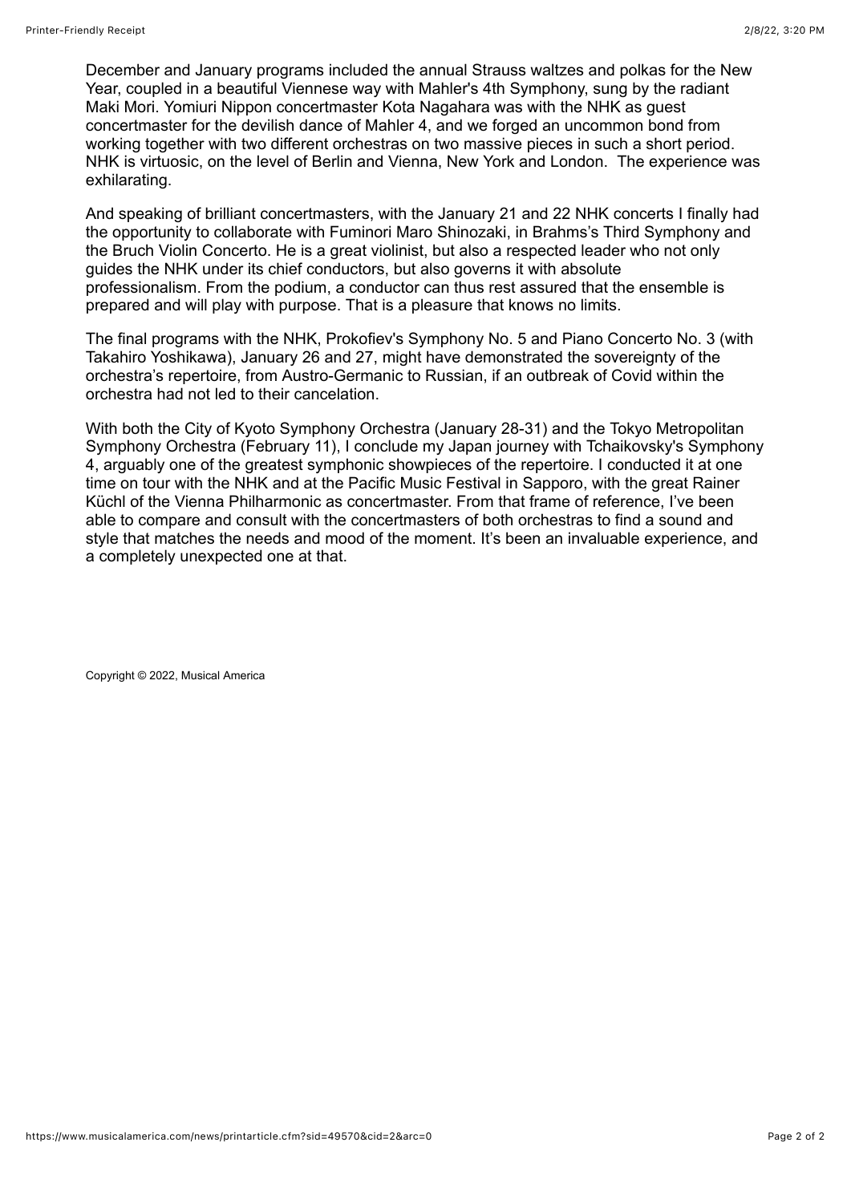December and January programs included the annual Strauss waltzes and polkas for the New Year, coupled in a beautiful Viennese way with Mahler's 4th Symphony, sung by the radiant Maki Mori. Yomiuri Nippon concertmaster Kota Nagahara was with the NHK as guest concertmaster for the devilish dance of Mahler 4, and we forged an uncommon bond from working together with two different orchestras on two massive pieces in such a short period. NHK is virtuosic, on the level of Berlin and Vienna, New York and London. The experience was exhilarating.

And speaking of brilliant concertmasters, with the January 21 and 22 NHK concerts I finally had the opportunity to collaborate with Fuminori Maro Shinozaki, in Brahms's Third Symphony and the Bruch Violin Concerto. He is a great violinist, but also a respected leader who not only guides the NHK under its chief conductors, but also governs it with absolute professionalism. From the podium, a conductor can thus rest assured that the ensemble is prepared and will play with purpose. That is a pleasure that knows no limits.

The final programs with the NHK, Prokofiev's Symphony No. 5 and Piano Concerto No. 3 (with Takahiro Yoshikawa), January 26 and 27, might have demonstrated the sovereignty of the orchestra's repertoire, from Austro-Germanic to Russian, if an outbreak of Covid within the orchestra had not led to their cancelation.

With both the City of Kyoto Symphony Orchestra (January 28-31) and the Tokyo Metropolitan Symphony Orchestra (February 11), I conclude my Japan journey with Tchaikovsky's Symphony 4, arguably one of the greatest symphonic showpieces of the repertoire. I conducted it at one time on tour with the NHK and at the Pacific Music Festival in Sapporo, with the great Rainer Küchl of the Vienna Philharmonic as concertmaster. From that frame of reference, I've been able to compare and consult with the concertmasters of both orchestras to find a sound and style that matches the needs and mood of the moment. It's been an invaluable experience, and a completely unexpected one at that.

Copyright © 2022, Musical America